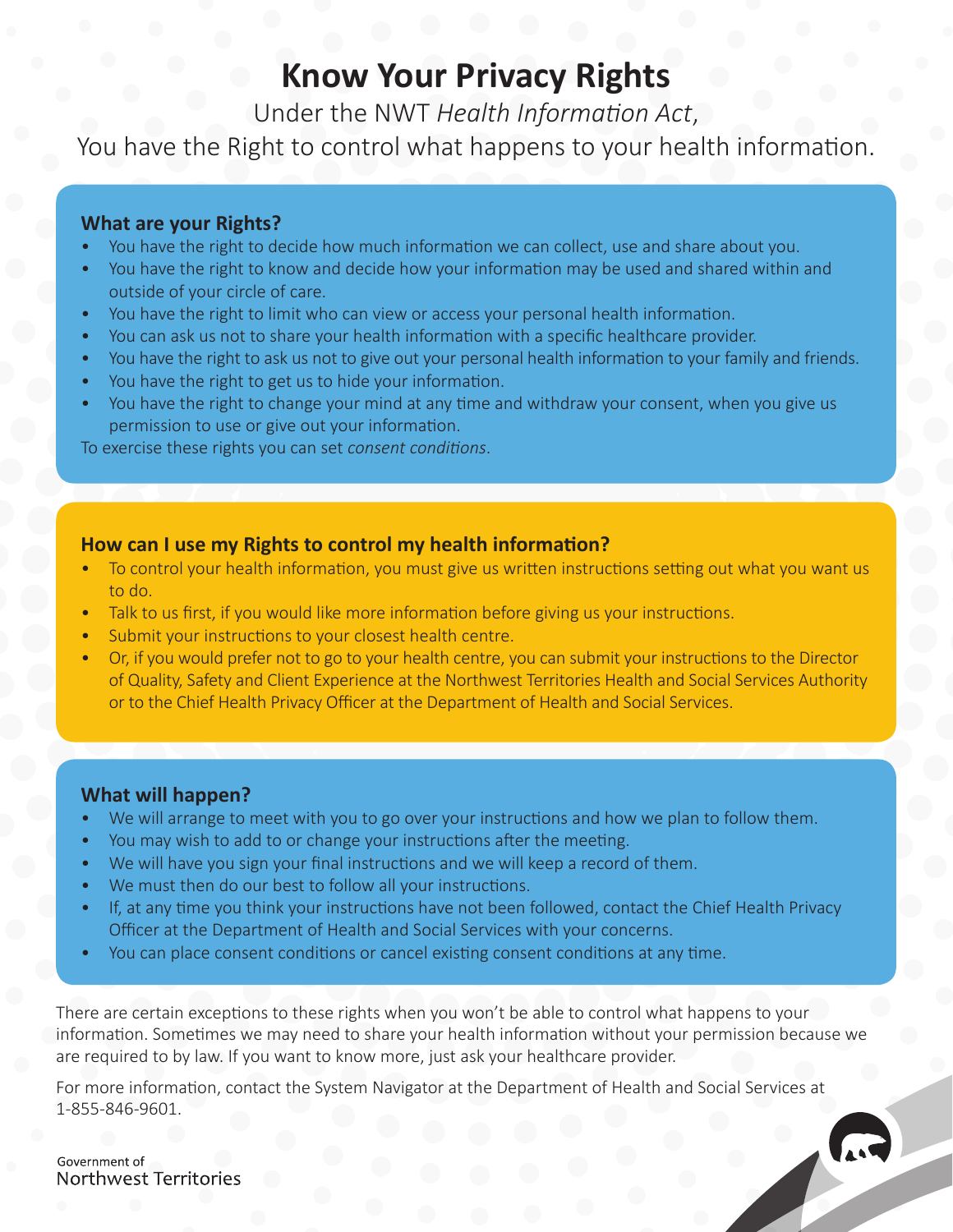# Know Your Privacy Rights

Under the NWT *Health Information Act*,

You have the Right to control what happens to your health information.

### What are your Rights?

- You have the right to decide how much information we can collect, use and share about you.
- You have the right to know and decide how your information may be used and shared within and outside of your circle of care.
- You have the right to limit who can view or access your personal health information.
- You can ask us not to share your health information with a specific healthcare provider.
- You have the right to ask us not to give out your personal health information to your family and friends.
- You have the right to get us to hide your information.
- You have the right to change your mind at any time and withdraw your consent, when you give us permission to use or give out your information.

To exercise these rights you can set *consent conditions*.

### How can I use my Rights to control my health information?

- To control your health information, you must give us written instructions setting out what you want us to do.
- Talk to us first, if you would like more information before giving us your instructions.
- Submit your instructions to your closest health centre.
- Or, if you would prefer not to go to your health centre, you can submit your instructions to the Director of Quality, Safety and Client Experience at the Northwest Territories Health and Social Services Authority or to the Chief Health Privacy Officer at the Department of Health and Social Services.

### What will happen?

- We will arrange to meet with you to go over your instructions and how we plan to follow them.
- You may wish to add to or change your instructions after the meeting.
- We will have you sign your final instructions and we will keep a record of them.
- We must then do our best to follow all your instructions.
- If, at any time you think your instructions have not been followed, contact the Chief Health Privacy Officer at the Department of Health and Social Services with your concerns.
- You can place consent conditions or cancel existing consent conditions at any time.

There are certain exceptions to these rights when you won't be able to control what happens to your information. Sometimes we may need to share your health information without your permission because we are required to by law. If you want to know more, just ask your healthcare provider.

For more information, contact the System Navigator at the Department of Health and Social Services at 1-855-846-9601.

Government of
Northwest Territories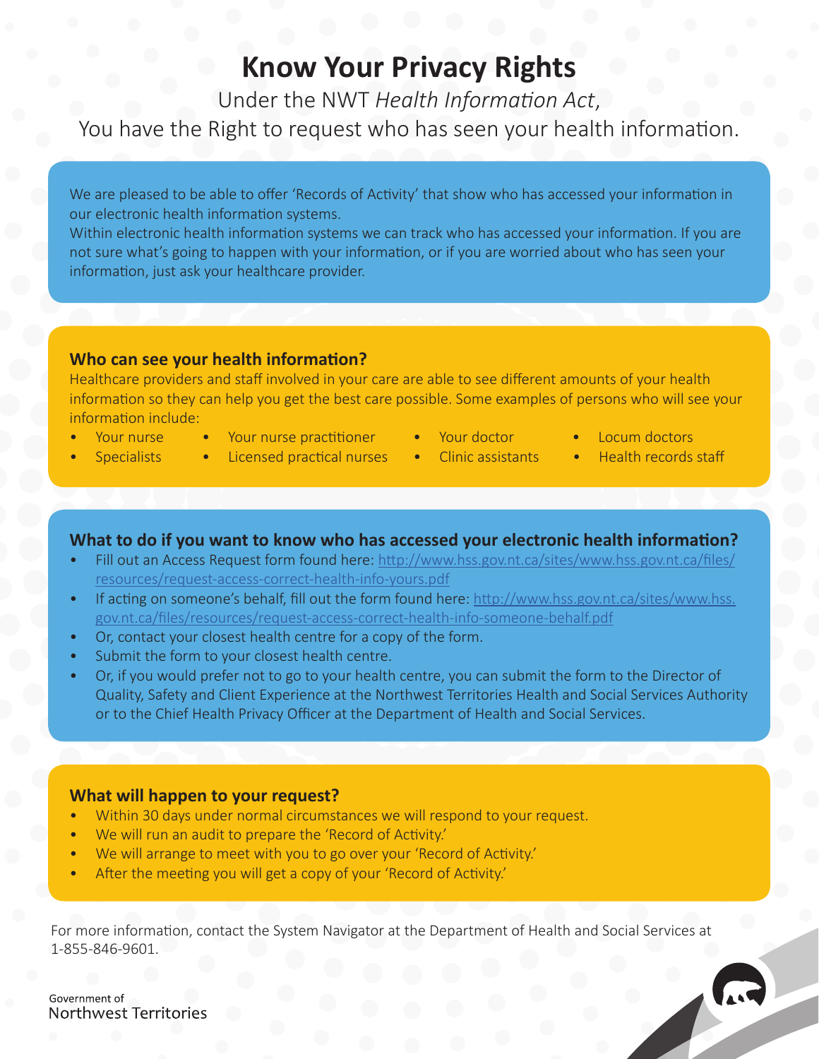# Know Your Privacy Rights

Under the NWT *Health Information Act*,

You have the Right to request who has seen your health information.

We are pleased to be able to offer 'Records of Activity' that show who has accessed your information in our electronic health information systems.

Within electronic health information systems we can track who has accessed your information. If you are not sure what's going to happen with your information, or if you are worried about who has seen your information, just ask your healthcare provider.

### Who can see your health information?

Healthcare providers and staff involved in your care are able to see different amounts of your health information so they can help you get the best care possible. Some examples of persons who will see your information include:

- Your nurse
- Specialists
- Your nurse practitioner
- Licensed practical nurses
- Your doctor
- Clinic assistants
- Locum doctors
- Health records staff

### What to do if you want to know who has accessed your electronic health information?

- Fill out an Access Request form found here: http://www.hss.gov.nt.ca/sites/www.hss.gov.nt.ca/files/resources/request-access-correct-health-info-yours.pdf
- If acting on someone's behalf, fill out the form found here: http://www.hss.gov.nt.ca/sites/www.hss.gov.nt.ca/files/resources/request-access-correct-health-info-someone-behalf.pdf
- Or, contact your closest health centre for a copy of the form.
- Submit the form to your closest health centre.
- Or, if you would prefer not to go to your health centre, you can submit the form to the Director of Quality, Safety and Client Experience at the Northwest Territories Health and Social Services Authority or to the Chief Health Privacy Officer at the Department of Health and Social Services.

### What will happen to your request?

- Within 30 days under normal circumstances we will respond to your request.
- We will run an audit to prepare the 'Record of Activity.'
- We will arrange to meet with you to go over your 'Record of Activity.'
- After the meeting you will get a copy of your 'Record of Activity.'

For more information, contact the System Navigator at the Department of Health and Social Services at 1-855-846-9601.

Government of
Northwest Territories